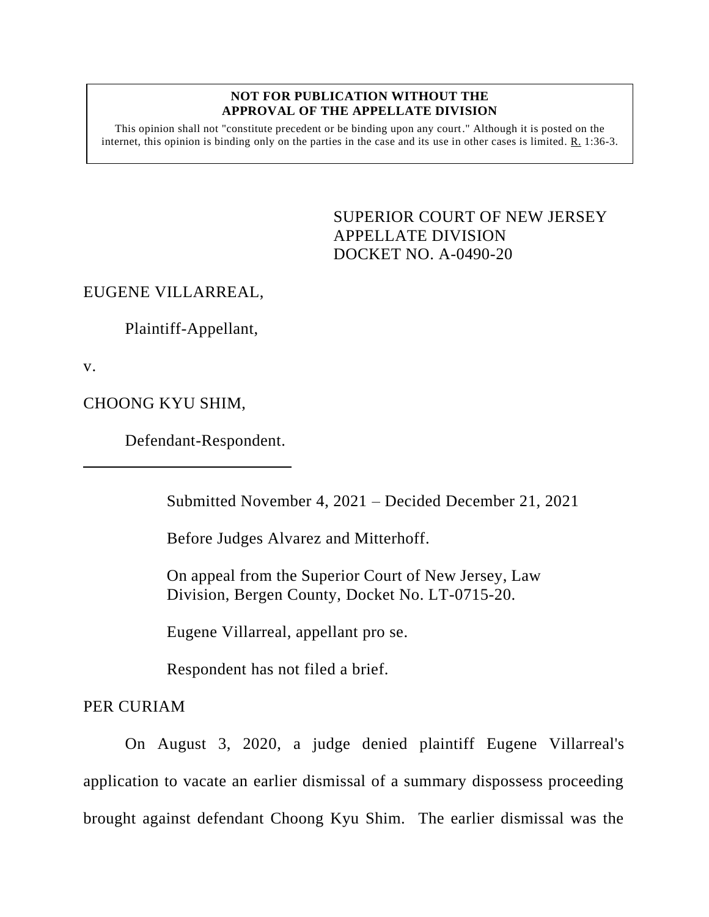**NOT FOR PUBLICATION WITHOUT THE APPROVAL OF THE APPELLATE DIVISION**

This opinion shall not "constitute precedent or be binding upon any court." Although it is posted on the internet, this opinion is binding only on the parties in the case and its use in other cases is limited. R. 1:36-3.

SUPERIOR COURT OF NEW JERSEY
APPELLATE DIVISION
DOCKET NO. A-0490-20

EUGENE VILLARREAL,

Plaintiff-Appellant,

v.

CHOONG KYU SHIM,

Defendant-Respondent.

---

Submitted November 4, 2021 – Decided December 21, 2021

Before Judges Alvarez and Mitterhoff.

On appeal from the Superior Court of New Jersey, Law Division, Bergen County, Docket No. LT-0715-20.

Eugene Villarreal, appellant pro se.

Respondent has not filed a brief.

PER CURIAM

On August 3, 2020, a judge denied plaintiff Eugene Villarreal's application to vacate an earlier dismissal of a summary dispossess proceeding brought against defendant Choong Kyu Shim. The earlier dismissal was the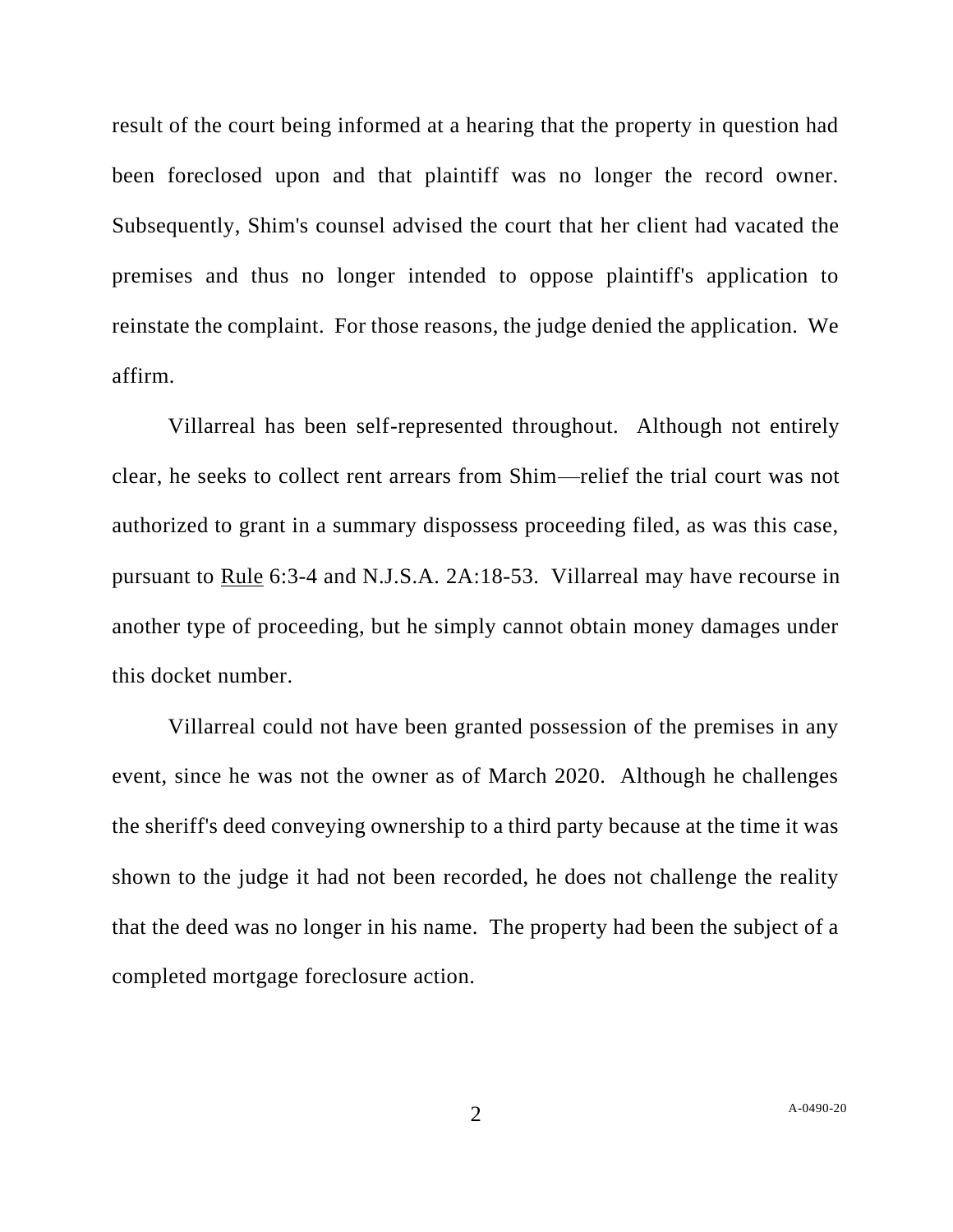result of the court being informed at a hearing that the property in question had been foreclosed upon and that plaintiff was no longer the record owner. Subsequently, Shim's counsel advised the court that her client had vacated the premises and thus no longer intended to oppose plaintiff's application to reinstate the complaint. For those reasons, the judge denied the application. We affirm.

Villarreal has been self-represented throughout. Although not entirely clear, he seeks to collect rent arrears from Shim—relief the trial court was not authorized to grant in a summary dispossess proceeding filed, as was this case, pursuant to Rule 6:3-4 and N.J.S.A. 2A:18-53. Villarreal may have recourse in another type of proceeding, but he simply cannot obtain money damages under this docket number.

Villarreal could not have been granted possession of the premises in any event, since he was not the owner as of March 2020. Although he challenges the sheriff's deed conveying ownership to a third party because at the time it was shown to the judge it had not been recorded, he does not challenge the reality that the deed was no longer in his name. The property had been the subject of a completed mortgage foreclosure action.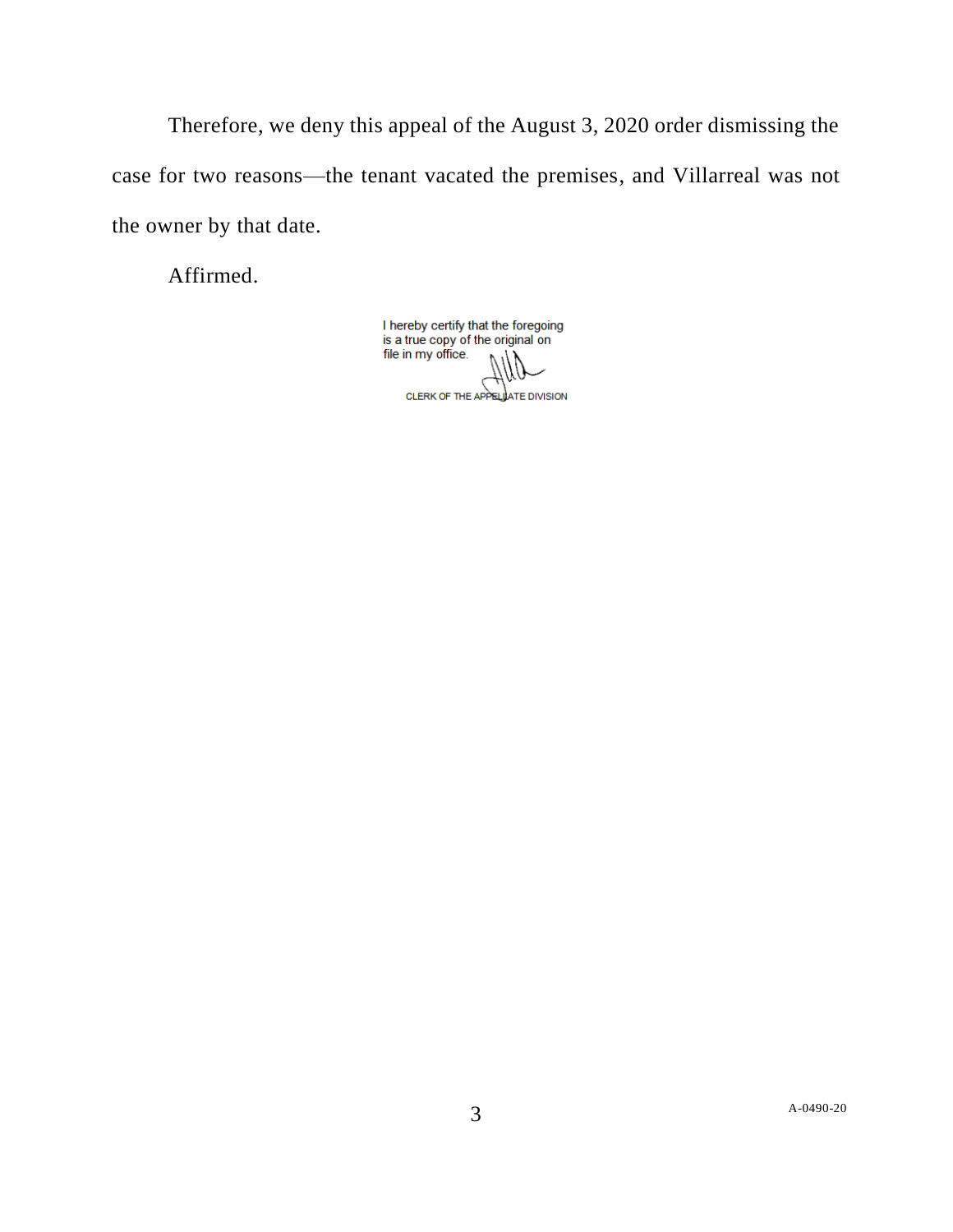Therefore, we deny this appeal of the August 3, 2020 order dismissing the case for two reasons—the tenant vacated the premises, and Villarreal was not the owner by that date.

Affirmed.

I hereby certify that the foregoing is a true copy of the original on file in my office.

CLERK OF THE APPELLATE DIVISION